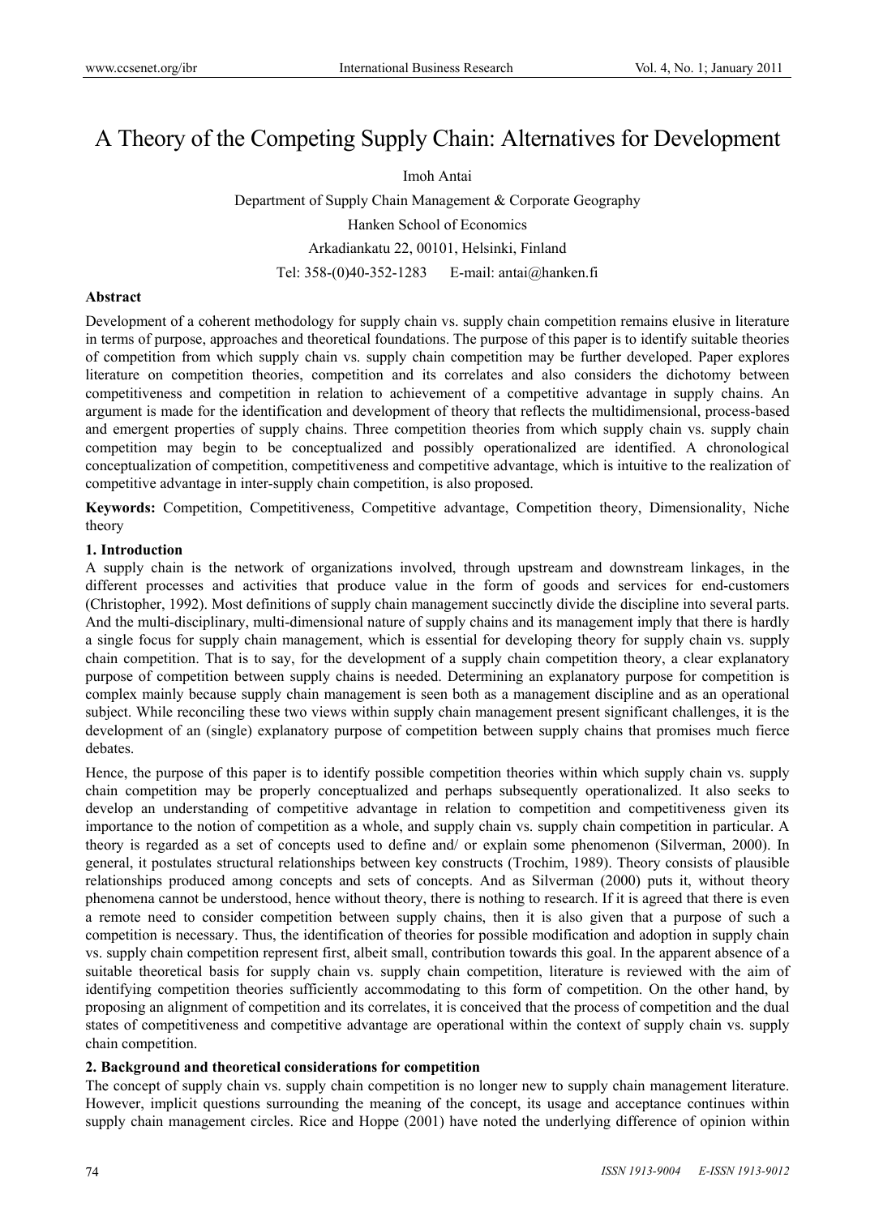# A Theory of the Competing Supply Chain: Alternatives for Development

Imoh Antai

Department of Supply Chain Management & Corporate Geography

Hanken School of Economics

Arkadiankatu 22, 00101, Helsinki, Finland

Tel: 358-(0)40-352-1283 E-mail: antai@hanken.fi

**Abstract**

Development of a coherent methodology for supply chain vs. supply chain competition remains elusive in literature in terms of purpose, approaches and theoretical foundations. The purpose of this paper is to identify suitable theories of competition from which supply chain vs. supply chain competition may be further developed. Paper explores literature on competition theories, competition and its correlates and also considers the dichotomy between competitiveness and competition in relation to achievement of a competitive advantage in supply chains. An argument is made for the identification and development of theory that reflects the multidimensional, process-based and emergent properties of supply chains. Three competition theories from which supply chain vs. supply chain competition may begin to be conceptualized and possibly operationalized are identified. A chronological conceptualization of competition, competitiveness and competitive advantage, which is intuitive to the realization of competitive advantage in inter-supply chain competition, is also proposed.

**Keywords:** Competition, Competitiveness, Competitive advantage, Competition theory, Dimensionality, Niche theory

## 1. Introduction

A supply chain is the network of organizations involved, through upstream and downstream linkages, in the different processes and activities that produce value in the form of goods and services for end-customers (Christopher, 1992). Most definitions of supply chain management succinctly divide the discipline into several parts. And the multi-disciplinary, multi-dimensional nature of supply chains and its management imply that there is hardly a single focus for supply chain management, which is essential for developing theory for supply chain vs. supply chain competition. That is to say, for the development of a supply chain competition theory, a clear explanatory purpose of competition between supply chains is needed. Determining an explanatory purpose for competition is complex mainly because supply chain management is seen both as a management discipline and as an operational subject. While reconciling these two views within supply chain management present significant challenges, it is the development of an (single) explanatory purpose of competition between supply chains that promises much fierce debates.

Hence, the purpose of this paper is to identify possible competition theories within which supply chain vs. supply chain competition may be properly conceptualized and perhaps subsequently operationalized. It also seeks to develop an understanding of competitive advantage in relation to competition and competitiveness given its importance to the notion of competition as a whole, and supply chain vs. supply chain competition in particular. A theory is regarded as a set of concepts used to define and/ or explain some phenomenon (Silverman, 2000). In general, it postulates structural relationships between key constructs (Trochim, 1989). Theory consists of plausible relationships produced among concepts and sets of concepts. And as Silverman (2000) puts it, without theory phenomena cannot be understood, hence without theory, there is nothing to research. If it is agreed that there is even a remote need to consider competition between supply chains, then it is also given that a purpose of such a competition is necessary. Thus, the identification of theories for possible modification and adoption in supply chain vs. supply chain competition represent first, albeit small, contribution towards this goal. In the apparent absence of a suitable theoretical basis for supply chain vs. supply chain competition, literature is reviewed with the aim of identifying competition theories sufficiently accommodating to this form of competition. On the other hand, by proposing an alignment of competition and its correlates, it is conceived that the process of competition and the dual states of competitiveness and competitive advantage are operational within the context of supply chain vs. supply chain competition.

## 2. Background and theoretical considerations for competition

The concept of supply chain vs. supply chain competition is no longer new to supply chain management literature. However, implicit questions surrounding the meaning of the concept, its usage and acceptance continues within supply chain management circles. Rice and Hoppe (2001) have noted the underlying difference of opinion within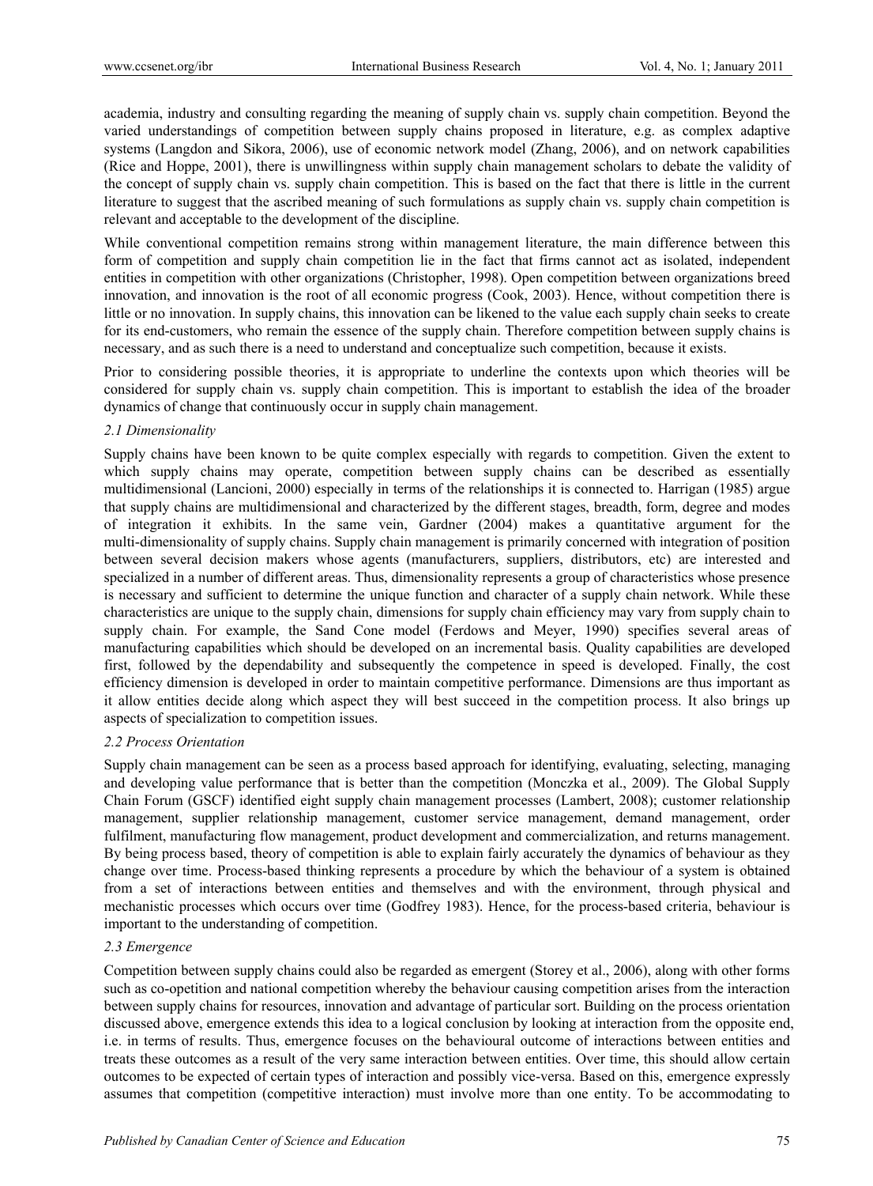academia, industry and consulting regarding the meaning of supply chain vs. supply chain competition. Beyond the varied understandings of competition between supply chains proposed in literature, e.g. as complex adaptive systems (Langdon and Sikora, 2006), use of economic network model (Zhang, 2006), and on network capabilities (Rice and Hoppe, 2001), there is unwillingness within supply chain management scholars to debate the validity of the concept of supply chain vs. supply chain competition. This is based on the fact that there is little in the current literature to suggest that the ascribed meaning of such formulations as supply chain vs. supply chain competition is relevant and acceptable to the development of the discipline.

While conventional competition remains strong within management literature, the main difference between this form of competition and supply chain competition lie in the fact that firms cannot act as isolated, independent entities in competition with other organizations (Christopher, 1998). Open competition between organizations breed innovation, and innovation is the root of all economic progress (Cook, 2003). Hence, without competition there is little or no innovation. In supply chains, this innovation can be likened to the value each supply chain seeks to create for its end-customers, who remain the essence of the supply chain. Therefore competition between supply chains is necessary, and as such there is a need to understand and conceptualize such competition, because it exists.

Prior to considering possible theories, it is appropriate to underline the contexts upon which theories will be considered for supply chain vs. supply chain competition. This is important to establish the idea of the broader dynamics of change that continuously occur in supply chain management.

### 2.1 Dimensionality

Supply chains have been known to be quite complex especially with regards to competition. Given the extent to which supply chains may operate, competition between supply chains can be described as essentially multidimensional (Lancioni, 2000) especially in terms of the relationships it is connected to. Harrigan (1985) argue that supply chains are multidimensional and characterized by the different stages, breadth, form, degree and modes of integration it exhibits. In the same vein, Gardner (2004) makes a quantitative argument for the multi-dimensionality of supply chains. Supply chain management is primarily concerned with integration of position between several decision makers whose agents (manufacturers, suppliers, distributors, etc) are interested and specialized in a number of different areas. Thus, dimensionality represents a group of characteristics whose presence is necessary and sufficient to determine the unique function and character of a supply chain network. While these characteristics are unique to the supply chain, dimensions for supply chain efficiency may vary from supply chain to supply chain. For example, the Sand Cone model (Ferdows and Meyer, 1990) specifies several areas of manufacturing capabilities which should be developed on an incremental basis. Quality capabilities are developed first, followed by the dependability and subsequently the competence in speed is developed. Finally, the cost efficiency dimension is developed in order to maintain competitive performance. Dimensions are thus important as it allow entities decide along which aspect they will best succeed in the competition process. It also brings up aspects of specialization to competition issues.

### 2.2 Process Orientation

Supply chain management can be seen as a process based approach for identifying, evaluating, selecting, managing and developing value performance that is better than the competition (Monczka et al., 2009). The Global Supply Chain Forum (GSCF) identified eight supply chain management processes (Lambert, 2008); customer relationship management, supplier relationship management, customer service management, demand management, order fulfilment, manufacturing flow management, product development and commercialization, and returns management. By being process based, theory of competition is able to explain fairly accurately the dynamics of behaviour as they change over time. Process-based thinking represents a procedure by which the behaviour of a system is obtained from a set of interactions between entities and themselves and with the environment, through physical and mechanistic processes which occurs over time (Godfrey 1983). Hence, for the process-based criteria, behaviour is important to the understanding of competition.

### 2.3 Emergence

Competition between supply chains could also be regarded as emergent (Storey et al., 2006), along with other forms such as co-opetition and national competition whereby the behaviour causing competition arises from the interaction between supply chains for resources, innovation and advantage of particular sort. Building on the process orientation discussed above, emergence extends this idea to a logical conclusion by looking at interaction from the opposite end, i.e. in terms of results. Thus, emergence focuses on the behavioural outcome of interactions between entities and treats these outcomes as a result of the very same interaction between entities. Over time, this should allow certain outcomes to be expected of certain types of interaction and possibly vice-versa. Based on this, emergence expressly assumes that competition (competitive interaction) must involve more than one entity. To be accommodating to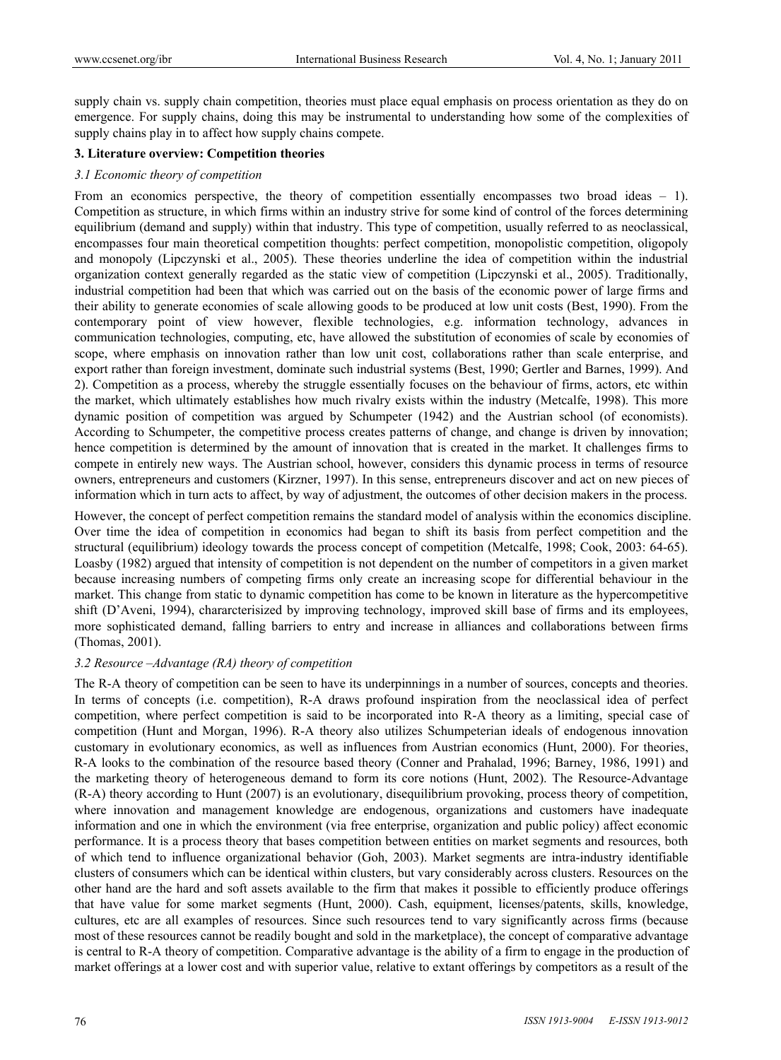supply chain vs. supply chain competition, theories must place equal emphasis on process orientation as they do on emergence. For supply chains, doing this may be instrumental to understanding how some of the complexities of supply chains play in to affect how supply chains compete.

## 3. Literature overview: Competition theories

### *3.1 Economic theory of competition*

From an economics perspective, the theory of competition essentially encompasses two broad ideas – 1). Competition as structure, in which firms within an industry strive for some kind of control of the forces determining equilibrium (demand and supply) within that industry. This type of competition, usually referred to as neoclassical, encompasses four main theoretical competition thoughts: perfect competition, monopolistic competition, oligopoly and monopoly (Lipczynski et al., 2005). These theories underline the idea of competition within the industrial organization context generally regarded as the static view of competition (Lipczynski et al., 2005). Traditionally, industrial competition had been that which was carried out on the basis of the economic power of large firms and their ability to generate economies of scale allowing goods to be produced at low unit costs (Best, 1990). From the contemporary point of view however, flexible technologies, e.g. information technology, advances in communication technologies, computing, etc, have allowed the substitution of economies of scale by economies of scope, where emphasis on innovation rather than low unit cost, collaborations rather than scale enterprise, and export rather than foreign investment, dominate such industrial systems (Best, 1990; Gertler and Barnes, 1999). And 2). Competition as a process, whereby the struggle essentially focuses on the behaviour of firms, actors, etc within the market, which ultimately establishes how much rivalry exists within the industry (Metcalfe, 1998). This more dynamic position of competition was argued by Schumpeter (1942) and the Austrian school (of economists). According to Schumpeter, the competitive process creates patterns of change, and change is driven by innovation; hence competition is determined by the amount of innovation that is created in the market. It challenges firms to compete in entirely new ways. The Austrian school, however, considers this dynamic process in terms of resource owners, entrepreneurs and customers (Kirzner, 1997). In this sense, entrepreneurs discover and act on new pieces of information which in turn acts to affect, by way of adjustment, the outcomes of other decision makers in the process.

However, the concept of perfect competition remains the standard model of analysis within the economics discipline. Over time the idea of competition in economics had began to shift its basis from perfect competition and the structural (equilibrium) ideology towards the process concept of competition (Metcalfe, 1998; Cook, 2003: 64-65). Loasby (1982) argued that intensity of competition is not dependent on the number of competitors in a given market because increasing numbers of competing firms only create an increasing scope for differential behaviour in the market. This change from static to dynamic competition has come to be known in literature as the hypercompetitive shift (D'Aveni, 1994), chararcterisized by improving technology, improved skill base of firms and its employees, more sophisticated demand, falling barriers to entry and increase in alliances and collaborations between firms (Thomas, 2001).

### *3.2 Resource –Advantage (RA) theory of competition*

The R-A theory of competition can be seen to have its underpinnings in a number of sources, concepts and theories. In terms of concepts (i.e. competition), R-A draws profound inspiration from the neoclassical idea of perfect competition, where perfect competition is said to be incorporated into R-A theory as a limiting, special case of competition (Hunt and Morgan, 1996). R-A theory also utilizes Schumpeterian ideals of endogenous innovation customary in evolutionary economics, as well as influences from Austrian economics (Hunt, 2000). For theories, R-A looks to the combination of the resource based theory (Conner and Prahalad, 1996; Barney, 1986, 1991) and the marketing theory of heterogeneous demand to form its core notions (Hunt, 2002). The Resource-Advantage (R-A) theory according to Hunt (2007) is an evolutionary, disequilibrium provoking, process theory of competition, where innovation and management knowledge are endogenous, organizations and customers have inadequate information and one in which the environment (via free enterprise, organization and public policy) affect economic performance. It is a process theory that bases competition between entities on market segments and resources, both of which tend to influence organizational behavior (Goh, 2003). Market segments are intra-industry identifiable clusters of consumers which can be identical within clusters, but vary considerably across clusters. Resources on the other hand are the hard and soft assets available to the firm that makes it possible to efficiently produce offerings that have value for some market segments (Hunt, 2000). Cash, equipment, licenses/patents, skills, knowledge, cultures, etc are all examples of resources. Since such resources tend to vary significantly across firms (because most of these resources cannot be readily bought and sold in the marketplace), the concept of comparative advantage is central to R-A theory of competition. Comparative advantage is the ability of a firm to engage in the production of market offerings at a lower cost and with superior value, relative to extant offerings by competitors as a result of the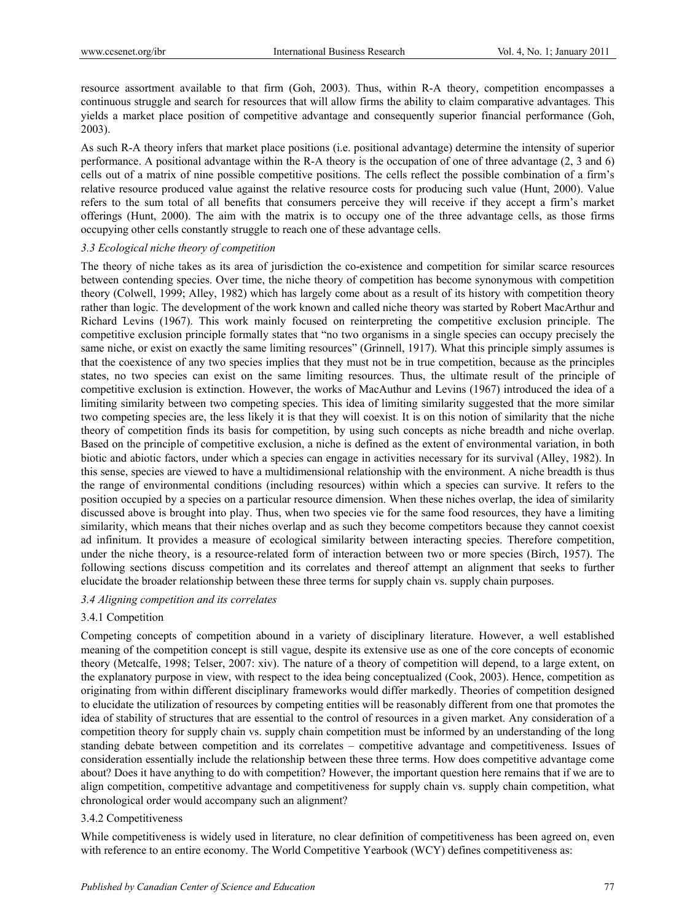resource assortment available to that firm (Goh, 2003). Thus, within R-A theory, competition encompasses a continuous struggle and search for resources that will allow firms the ability to claim comparative advantages. This yields a market place position of competitive advantage and consequently superior financial performance (Goh, 2003).

As such R-A theory infers that market place positions (i.e. positional advantage) determine the intensity of superior performance. A positional advantage within the R-A theory is the occupation of one of three advantage (2, 3 and 6) cells out of a matrix of nine possible competitive positions. The cells reflect the possible combination of a firm's relative resource produced value against the relative resource costs for producing such value (Hunt, 2000). Value refers to the sum total of all benefits that consumers perceive they will receive if they accept a firm's market offerings (Hunt, 2000). The aim with the matrix is to occupy one of the three advantage cells, as those firms occupying other cells constantly struggle to reach one of these advantage cells.

### *3.3 Ecological niche theory of competition*

The theory of niche takes as its area of jurisdiction the co-existence and competition for similar scarce resources between contending species. Over time, the niche theory of competition has become synonymous with competition theory (Colwell, 1999; Alley, 1982) which has largely come about as a result of its history with competition theory rather than logic. The development of the work known and called niche theory was started by Robert MacArthur and Richard Levins (1967). This work mainly focused on reinterpreting the competitive exclusion principle. The competitive exclusion principle formally states that "no two organisms in a single species can occupy precisely the same niche, or exist on exactly the same limiting resources" (Grinnell, 1917). What this principle simply assumes is that the coexistence of any two species implies that they must not be in true competition, because as the principles states, no two species can exist on the same limiting resources. Thus, the ultimate result of the principle of competitive exclusion is extinction. However, the works of MacAuthur and Levins (1967) introduced the idea of a limiting similarity between two competing species. This idea of limiting similarity suggested that the more similar two competing species are, the less likely it is that they will coexist. It is on this notion of similarity that the niche theory of competition finds its basis for competition, by using such concepts as niche breadth and niche overlap. Based on the principle of competitive exclusion, a niche is defined as the extent of environmental variation, in both biotic and abiotic factors, under which a species can engage in activities necessary for its survival (Alley, 1982). In this sense, species are viewed to have a multidimensional relationship with the environment. A niche breadth is thus the range of environmental conditions (including resources) within which a species can survive. It refers to the position occupied by a species on a particular resource dimension. When these niches overlap, the idea of similarity discussed above is brought into play. Thus, when two species vie for the same food resources, they have a limiting similarity, which means that their niches overlap and as such they become competitors because they cannot coexist ad infinitum. It provides a measure of ecological similarity between interacting species. Therefore competition, under the niche theory, is a resource-related form of interaction between two or more species (Birch, 1957). The following sections discuss competition and its correlates and thereof attempt an alignment that seeks to further elucidate the broader relationship between these three terms for supply chain vs. supply chain purposes.

### *3.4 Aligning competition and its correlates*

#### 3.4.1 Competition

Competing concepts of competition abound in a variety of disciplinary literature. However, a well established meaning of the competition concept is still vague, despite its extensive use as one of the core concepts of economic theory (Metcalfe, 1998; Telser, 2007: xiv). The nature of a theory of competition will depend, to a large extent, on the explanatory purpose in view, with respect to the idea being conceptualized (Cook, 2003). Hence, competition as originating from within different disciplinary frameworks would differ markedly. Theories of competition designed to elucidate the utilization of resources by competing entities will be reasonably different from one that promotes the idea of stability of structures that are essential to the control of resources in a given market. Any consideration of a competition theory for supply chain vs. supply chain competition must be informed by an understanding of the long standing debate between competition and its correlates – competitive advantage and competitiveness. Issues of consideration essentially include the relationship between these three terms. How does competitive advantage come about? Does it have anything to do with competition? However, the important question here remains that if we are to align competition, competitive advantage and competitiveness for supply chain vs. supply chain competition, what chronological order would accompany such an alignment?

#### 3.4.2 Competitiveness

While competitiveness is widely used in literature, no clear definition of competitiveness has been agreed on, even with reference to an entire economy. The World Competitive Yearbook (WCY) defines competitiveness as: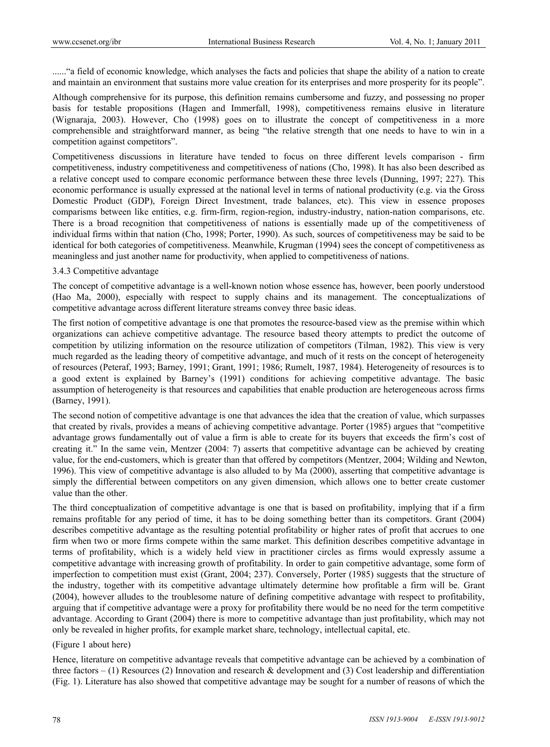......"a field of economic knowledge, which analyses the facts and policies that shape the ability of a nation to create and maintain an environment that sustains more value creation for its enterprises and more prosperity for its people".

Although comprehensive for its purpose, this definition remains cumbersome and fuzzy, and possessing no proper basis for testable propositions (Hagen and Immerfall, 1998), competitiveness remains elusive in literature (Wignaraja, 2003). However, Cho (1998) goes on to illustrate the concept of competitiveness in a more comprehensible and straightforward manner, as being "the relative strength that one needs to have to win in a competition against competitors".

Competitiveness discussions in literature have tended to focus on three different levels comparison - firm competitiveness, industry competitiveness and competitiveness of nations (Cho, 1998). It has also been described as a relative concept used to compare economic performance between these three levels (Dunning, 1997; 227). This economic performance is usually expressed at the national level in terms of national productivity (e.g. via the Gross Domestic Product (GDP), Foreign Direct Investment, trade balances, etc). This view in essence proposes comparisms between like entities, e.g. firm-firm, region-region, industry-industry, nation-nation comparisons, etc. There is a broad recognition that competitiveness of nations is essentially made up of the competitiveness of individual firms within that nation (Cho, 1998; Porter, 1990). As such, sources of competitiveness may be said to be identical for both categories of competitiveness. Meanwhile, Krugman (1994) sees the concept of competitiveness as meaningless and just another name for productivity, when applied to competitiveness of nations.

### 3.4.3 Competitive advantage

The concept of competitive advantage is a well-known notion whose essence has, however, been poorly understood (Hao Ma, 2000), especially with respect to supply chains and its management. The conceptualizations of competitive advantage across different literature streams convey three basic ideas.

The first notion of competitive advantage is one that promotes the resource-based view as the premise within which organizations can achieve competitive advantage. The resource based theory attempts to predict the outcome of competition by utilizing information on the resource utilization of competitors (Tilman, 1982). This view is very much regarded as the leading theory of competitive advantage, and much of it rests on the concept of heterogeneity of resources (Peteraf, 1993; Barney, 1991; Grant, 1991; 1986; Rumelt, 1987, 1984). Heterogeneity of resources is to a good extent is explained by Barney's (1991) conditions for achieving competitive advantage. The basic assumption of heterogeneity is that resources and capabilities that enable production are heterogeneous across firms (Barney, 1991).

The second notion of competitive advantage is one that advances the idea that the creation of value, which surpasses that created by rivals, provides a means of achieving competitive advantage. Porter (1985) argues that "competitive advantage grows fundamentally out of value a firm is able to create for its buyers that exceeds the firm's cost of creating it." In the same vein, Mentzer (2004: 7) asserts that competitive advantage can be achieved by creating value, for the end-customers, which is greater than that offered by competitors (Mentzer, 2004; Wilding and Newton, 1996). This view of competitive advantage is also alluded to by Ma (2000), asserting that competitive advantage is simply the differential between competitors on any given dimension, which allows one to better create customer value than the other.

The third conceptualization of competitive advantage is one that is based on profitability, implying that if a firm remains profitable for any period of time, it has to be doing something better than its competitors. Grant (2004) describes competitive advantage as the resulting potential profitability or higher rates of profit that accrues to one firm when two or more firms compete within the same market. This definition describes competitive advantage in terms of profitability, which is a widely held view in practitioner circles as firms would expressly assume a competitive advantage with increasing growth of profitability. In order to gain competitive advantage, some form of imperfection to competition must exist (Grant, 2004; 237). Conversely, Porter (1985) suggests that the structure of the industry, together with its competitive advantage ultimately determine how profitable a firm will be. Grant (2004), however alludes to the troublesome nature of defining competitive advantage with respect to profitability, arguing that if competitive advantage were a proxy for profitability there would be no need for the term competitive advantage. According to Grant (2004) there is more to competitive advantage than just profitability, which may not only be revealed in higher profits, for example market share, technology, intellectual capital, etc.

(Figure 1 about here)

Hence, literature on competitive advantage reveals that competitive advantage can be achieved by a combination of three factors – (1) Resources (2) Innovation and research & development and (3) Cost leadership and differentiation (Fig. 1). Literature has also showed that competitive advantage may be sought for a number of reasons of which the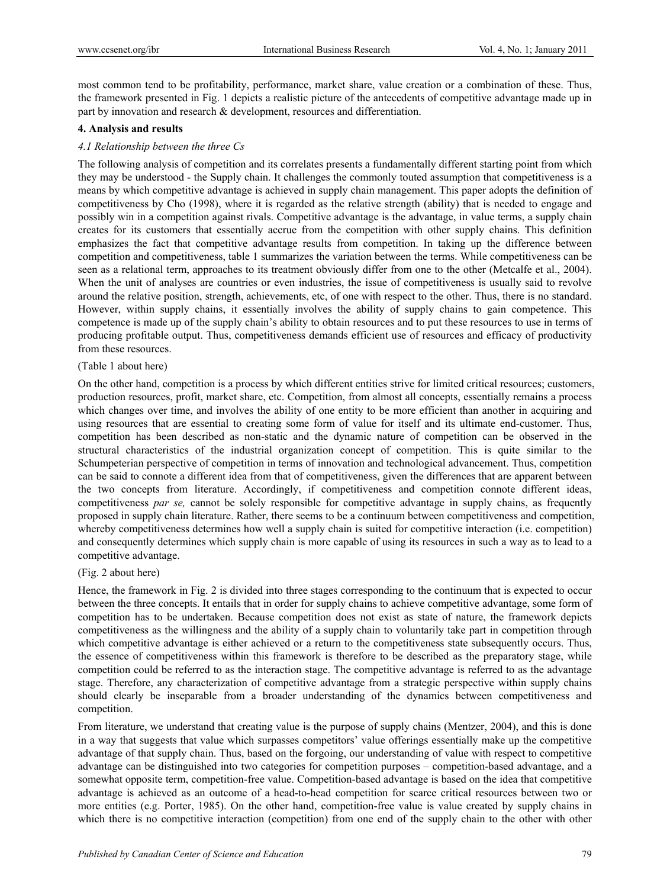most common tend to be profitability, performance, market share, value creation or a combination of these. Thus, the framework presented in Fig. 1 depicts a realistic picture of the antecedents of competitive advantage made up in part by innovation and research & development, resources and differentiation.

## 4. Analysis and results

### *4.1 Relationship between the three Cs*

The following analysis of competition and its correlates presents a fundamentally different starting point from which they may be understood - the Supply chain. It challenges the commonly touted assumption that competitiveness is a means by which competitive advantage is achieved in supply chain management. This paper adopts the definition of competitiveness by Cho (1998), where it is regarded as the relative strength (ability) that is needed to engage and possibly win in a competition against rivals. Competitive advantage is the advantage, in value terms, a supply chain creates for its customers that essentially accrue from the competition with other supply chains. This definition emphasizes the fact that competitive advantage results from competition. In taking up the difference between competition and competitiveness, table 1 summarizes the variation between the terms. While competitiveness can be seen as a relational term, approaches to its treatment obviously differ from one to the other (Metcalfe et al., 2004). When the unit of analyses are countries or even industries, the issue of competitiveness is usually said to revolve around the relative position, strength, achievements, etc, of one with respect to the other. Thus, there is no standard. However, within supply chains, it essentially involves the ability of supply chains to gain competence. This competence is made up of the supply chain's ability to obtain resources and to put these resources to use in terms of producing profitable output. Thus, competitiveness demands efficient use of resources and efficacy of productivity from these resources.

(Table 1 about here)

On the other hand, competition is a process by which different entities strive for limited critical resources; customers, production resources, profit, market share, etc. Competition, from almost all concepts, essentially remains a process which changes over time, and involves the ability of one entity to be more efficient than another in acquiring and using resources that are essential to creating some form of value for itself and its ultimate end-customer. Thus, competition has been described as non-static and the dynamic nature of competition can be observed in the structural characteristics of the industrial organization concept of competition. This is quite similar to the Schumpeterian perspective of competition in terms of innovation and technological advancement. Thus, competition can be said to connote a different idea from that of competitiveness, given the differences that are apparent between the two concepts from literature. Accordingly, if competitiveness and competition connote different ideas, competitiveness *par se,* cannot be solely responsible for competitive advantage in supply chains, as frequently proposed in supply chain literature. Rather, there seems to be a continuum between competitiveness and competition, whereby competitiveness determines how well a supply chain is suited for competitive interaction (i.e. competition) and consequently determines which supply chain is more capable of using its resources in such a way as to lead to a competitive advantage.

(Fig. 2 about here)

Hence, the framework in Fig. 2 is divided into three stages corresponding to the continuum that is expected to occur between the three concepts. It entails that in order for supply chains to achieve competitive advantage, some form of competition has to be undertaken. Because competition does not exist as state of nature, the framework depicts competitiveness as the willingness and the ability of a supply chain to voluntarily take part in competition through which competitive advantage is either achieved or a return to the competitiveness state subsequently occurs. Thus, the essence of competitiveness within this framework is therefore to be described as the preparatory stage, while competition could be referred to as the interaction stage. The competitive advantage is referred to as the advantage stage. Therefore, any characterization of competitive advantage from a strategic perspective within supply chains should clearly be inseparable from a broader understanding of the dynamics between competitiveness and competition.

From literature, we understand that creating value is the purpose of supply chains (Mentzer, 2004), and this is done in a way that suggests that value which surpasses competitors' value offerings essentially make up the competitive advantage of that supply chain. Thus, based on the forgoing, our understanding of value with respect to competitive advantage can be distinguished into two categories for competition purposes – competition-based advantage, and a somewhat opposite term, competition-free value. Competition-based advantage is based on the idea that competitive advantage is achieved as an outcome of a head-to-head competition for scarce critical resources between two or more entities (e.g. Porter, 1985). On the other hand, competition-free value is value created by supply chains in which there is no competitive interaction (competition) from one end of the supply chain to the other with other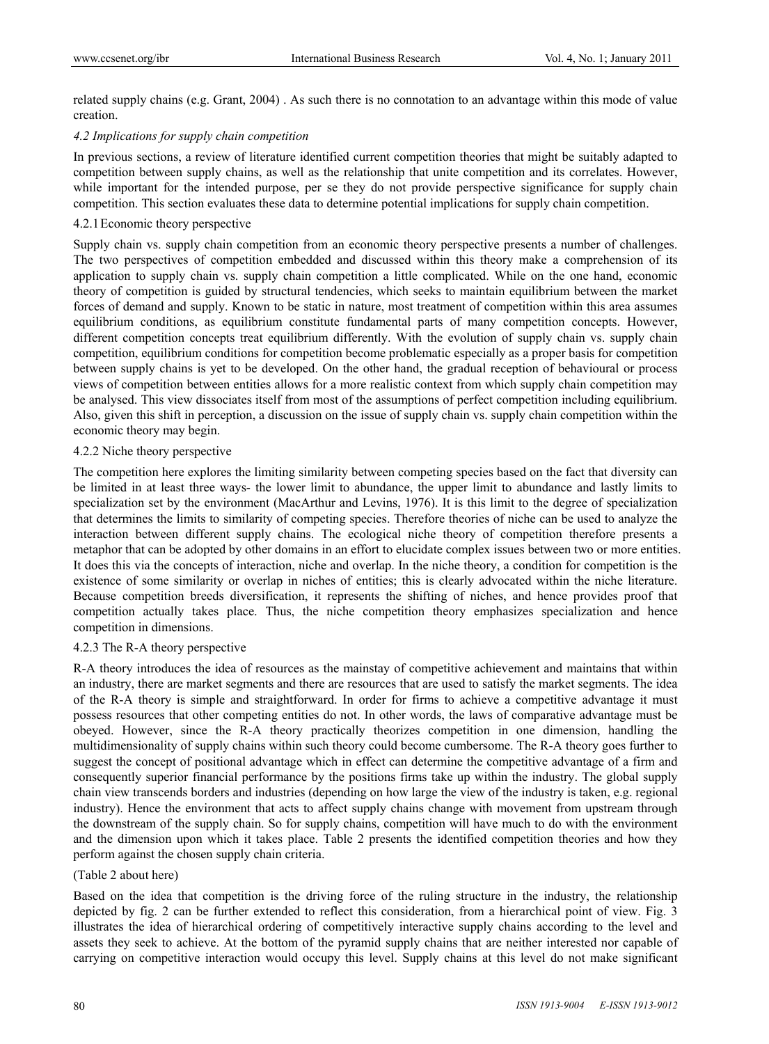related supply chains (e.g. Grant, 2004) . As such there is no connotation to an advantage within this mode of value creation.

### *4.2 Implications for supply chain competition*

In previous sections, a review of literature identified current competition theories that might be suitably adapted to competition between supply chains, as well as the relationship that unite competition and its correlates. However, while important for the intended purpose, per se they do not provide perspective significance for supply chain competition. This section evaluates these data to determine potential implications for supply chain competition.

#### 4.2.1 Economic theory perspective

Supply chain vs. supply chain competition from an economic theory perspective presents a number of challenges. The two perspectives of competition embedded and discussed within this theory make a comprehension of its application to supply chain vs. supply chain competition a little complicated. While on the one hand, economic theory of competition is guided by structural tendencies, which seeks to maintain equilibrium between the market forces of demand and supply. Known to be static in nature, most treatment of competition within this area assumes equilibrium conditions, as equilibrium constitute fundamental parts of many competition concepts. However, different competition concepts treat equilibrium differently. With the evolution of supply chain vs. supply chain competition, equilibrium conditions for competition become problematic especially as a proper basis for competition between supply chains is yet to be developed. On the other hand, the gradual reception of behavioural or process views of competition between entities allows for a more realistic context from which supply chain competition may be analysed. This view dissociates itself from most of the assumptions of perfect competition including equilibrium. Also, given this shift in perception, a discussion on the issue of supply chain vs. supply chain competition within the economic theory may begin.

#### 4.2.2 Niche theory perspective

The competition here explores the limiting similarity between competing species based on the fact that diversity can be limited in at least three ways- the lower limit to abundance, the upper limit to abundance and lastly limits to specialization set by the environment (MacArthur and Levins, 1976). It is this limit to the degree of specialization that determines the limits to similarity of competing species. Therefore theories of niche can be used to analyze the interaction between different supply chains. The ecological niche theory of competition therefore presents a metaphor that can be adopted by other domains in an effort to elucidate complex issues between two or more entities. It does this via the concepts of interaction, niche and overlap. In the niche theory, a condition for competition is the existence of some similarity or overlap in niches of entities; this is clearly advocated within the niche literature. Because competition breeds diversification, it represents the shifting of niches, and hence provides proof that competition actually takes place. Thus, the niche competition theory emphasizes specialization and hence competition in dimensions.

#### 4.2.3 The R-A theory perspective

R-A theory introduces the idea of resources as the mainstay of competitive achievement and maintains that within an industry, there are market segments and there are resources that are used to satisfy the market segments. The idea of the R-A theory is simple and straightforward. In order for firms to achieve a competitive advantage it must possess resources that other competing entities do not. In other words, the laws of comparative advantage must be obeyed. However, since the R-A theory practically theorizes competition in one dimension, handling the multidimensionality of supply chains within such theory could become cumbersome. The R-A theory goes further to suggest the concept of positional advantage which in effect can determine the competitive advantage of a firm and consequently superior financial performance by the positions firms take up within the industry. The global supply chain view transcends borders and industries (depending on how large the view of the industry is taken, e.g. regional industry). Hence the environment that acts to affect supply chains change with movement from upstream through the downstream of the supply chain. So for supply chains, competition will have much to do with the environment and the dimension upon which it takes place. Table 2 presents the identified competition theories and how they perform against the chosen supply chain criteria.

(Table 2 about here)

Based on the idea that competition is the driving force of the ruling structure in the industry, the relationship depicted by fig. 2 can be further extended to reflect this consideration, from a hierarchical point of view. Fig. 3 illustrates the idea of hierarchical ordering of competitively interactive supply chains according to the level and assets they seek to achieve. At the bottom of the pyramid supply chains that are neither interested nor capable of carrying on competitive interaction would occupy this level. Supply chains at this level do not make significant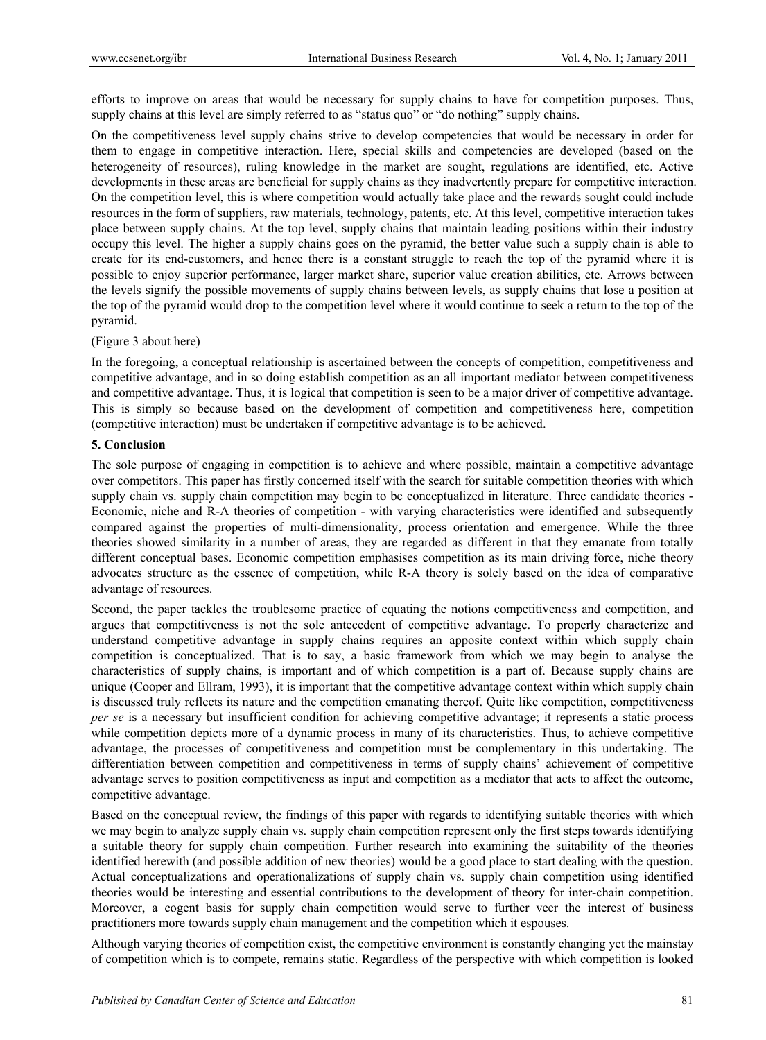efforts to improve on areas that would be necessary for supply chains to have for competition purposes. Thus, supply chains at this level are simply referred to as "status quo" or "do nothing" supply chains.

On the competitiveness level supply chains strive to develop competencies that would be necessary in order for them to engage in competitive interaction. Here, special skills and competencies are developed (based on the heterogeneity of resources), ruling knowledge in the market are sought, regulations are identified, etc. Active developments in these areas are beneficial for supply chains as they inadvertently prepare for competitive interaction. On the competition level, this is where competition would actually take place and the rewards sought could include resources in the form of suppliers, raw materials, technology, patents, etc. At this level, competitive interaction takes place between supply chains. At the top level, supply chains that maintain leading positions within their industry occupy this level. The higher a supply chains goes on the pyramid, the better value such a supply chain is able to create for its end-customers, and hence there is a constant struggle to reach the top of the pyramid where it is possible to enjoy superior performance, larger market share, superior value creation abilities, etc. Arrows between the levels signify the possible movements of supply chains between levels, as supply chains that lose a position at the top of the pyramid would drop to the competition level where it would continue to seek a return to the top of the pyramid.

(Figure 3 about here)

In the foregoing, a conceptual relationship is ascertained between the concepts of competition, competitiveness and competitive advantage, and in so doing establish competition as an all important mediator between competitiveness and competitive advantage. Thus, it is logical that competition is seen to be a major driver of competitive advantage. This is simply so because based on the development of competition and competitiveness here, competition (competitive interaction) must be undertaken if competitive advantage is to be achieved.

## 5. Conclusion

The sole purpose of engaging in competition is to achieve and where possible, maintain a competitive advantage over competitors. This paper has firstly concerned itself with the search for suitable competition theories with which supply chain vs. supply chain competition may begin to be conceptualized in literature. Three candidate theories - Economic, niche and R-A theories of competition - with varying characteristics were identified and subsequently compared against the properties of multi-dimensionality, process orientation and emergence. While the three theories showed similarity in a number of areas, they are regarded as different in that they emanate from totally different conceptual bases. Economic competition emphasises competition as its main driving force, niche theory advocates structure as the essence of competition, while R-A theory is solely based on the idea of comparative advantage of resources.

Second, the paper tackles the troublesome practice of equating the notions competitiveness and competition, and argues that competitiveness is not the sole antecedent of competitive advantage. To properly characterize and understand competitive advantage in supply chains requires an apposite context within which supply chain competition is conceptualized. That is to say, a basic framework from which we may begin to analyse the characteristics of supply chains, is important and of which competition is a part of. Because supply chains are unique (Cooper and Ellram, 1993), it is important that the competitive advantage context within which supply chain is discussed truly reflects its nature and the competition emanating thereof. Quite like competition, competitiveness *per se* is a necessary but insufficient condition for achieving competitive advantage; it represents a static process while competition depicts more of a dynamic process in many of its characteristics. Thus, to achieve competitive advantage, the processes of competitiveness and competition must be complementary in this undertaking. The differentiation between competition and competitiveness in terms of supply chains' achievement of competitive advantage serves to position competitiveness as input and competition as a mediator that acts to affect the outcome, competitive advantage.

Based on the conceptual review, the findings of this paper with regards to identifying suitable theories with which we may begin to analyze supply chain vs. supply chain competition represent only the first steps towards identifying a suitable theory for supply chain competition. Further research into examining the suitability of the theories identified herewith (and possible addition of new theories) would be a good place to start dealing with the question. Actual conceptualizations and operationalizations of supply chain vs. supply chain competition using identified theories would be interesting and essential contributions to the development of theory for inter-chain competition. Moreover, a cogent basis for supply chain competition would serve to further veer the interest of business practitioners more towards supply chain management and the competition which it espouses.

Although varying theories of competition exist, the competitive environment is constantly changing yet the mainstay of competition which is to compete, remains static. Regardless of the perspective with which competition is looked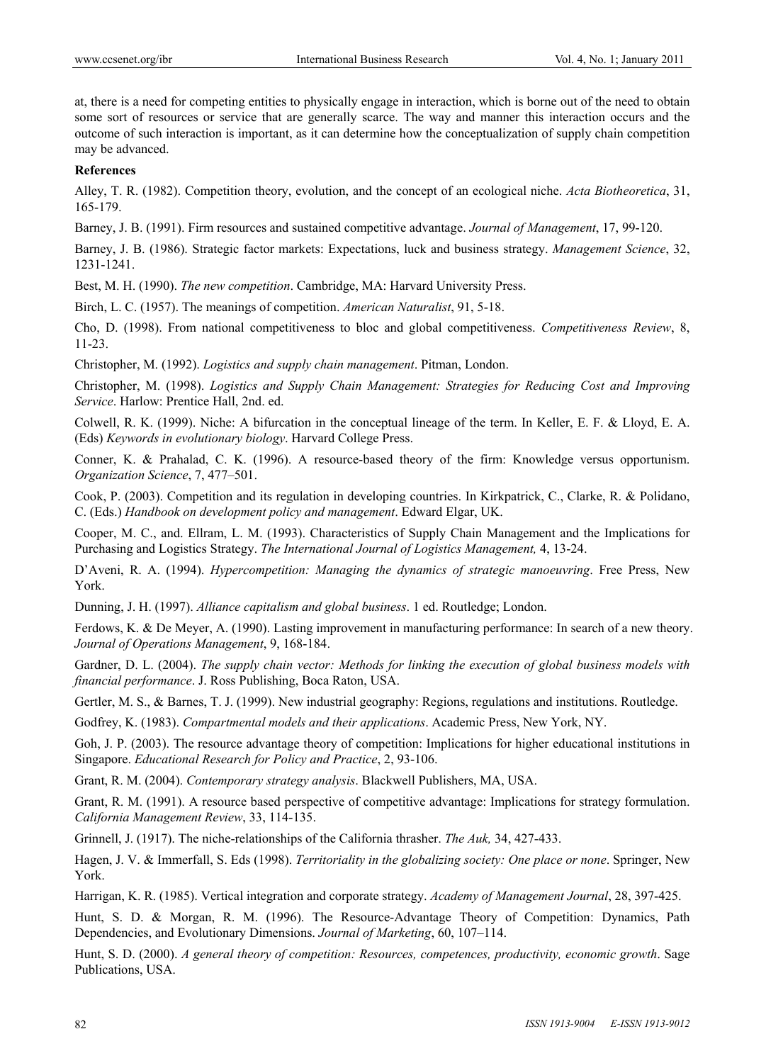at, there is a need for competing entities to physically engage in interaction, which is borne out of the need to obtain some sort of resources or service that are generally scarce. The way and manner this interaction occurs and the outcome of such interaction is important, as it can determine how the conceptualization of supply chain competition may be advanced.

**References**

Alley, T. R. (1982). Competition theory, evolution, and the concept of an ecological niche. *Acta Biotheoretica*, 31, 165-179.

Barney, J. B. (1991). Firm resources and sustained competitive advantage. *Journal of Management*, 17, 99-120.

Barney, J. B. (1986). Strategic factor markets: Expectations, luck and business strategy. *Management Science*, 32, 1231-1241.

Best, M. H. (1990). *The new competition*. Cambridge, MA: Harvard University Press.

Birch, L. C. (1957). The meanings of competition. *American Naturalist*, 91, 5-18.

Cho, D. (1998). From national competitiveness to bloc and global competitiveness. *Competitiveness Review*, 8, 11-23.

Christopher, M. (1992). *Logistics and supply chain management*. Pitman, London.

Christopher, M. (1998). *Logistics and Supply Chain Management: Strategies for Reducing Cost and Improving Service*. Harlow: Prentice Hall, 2nd. ed.

Colwell, R. K. (1999). Niche: A bifurcation in the conceptual lineage of the term. In Keller, E. F. & Lloyd, E. A. (Eds) *Keywords in evolutionary biology*. Harvard College Press.

Conner, K. & Prahalad, C. K. (1996). A resource-based theory of the firm: Knowledge versus opportunism. *Organization Science*, 7, 477–501.

Cook, P. (2003). Competition and its regulation in developing countries. In Kirkpatrick, C., Clarke, R. & Polidano, C. (Eds.) *Handbook on development policy and management*. Edward Elgar, UK.

Cooper, M. C., and. Ellram, L. M. (1993). Characteristics of Supply Chain Management and the Implications for Purchasing and Logistics Strategy. *The International Journal of Logistics Management,* 4, 13-24.

D'Aveni, R. A. (1994). *Hypercompetition: Managing the dynamics of strategic manoeuvring*. Free Press, New York.

Dunning, J. H. (1997). *Alliance capitalism and global business*. 1 ed. Routledge; London.

Ferdows, K. & De Meyer, A. (1990). Lasting improvement in manufacturing performance: In search of a new theory. *Journal of Operations Management*, 9, 168-184.

Gardner, D. L. (2004). *The supply chain vector: Methods for linking the execution of global business models with financial performance*. J. Ross Publishing, Boca Raton, USA.

Gertler, M. S., & Barnes, T. J. (1999). New industrial geography: Regions, regulations and institutions. Routledge.

Godfrey, K. (1983). *Compartmental models and their applications*. Academic Press, New York, NY.

Goh, J. P. (2003). The resource advantage theory of competition: Implications for higher educational institutions in Singapore. *Educational Research for Policy and Practice*, 2, 93-106.

Grant, R. M. (2004). *Contemporary strategy analysis*. Blackwell Publishers, MA, USA.

Grant, R. M. (1991). A resource based perspective of competitive advantage: Implications for strategy formulation. *California Management Review*, 33, 114-135.

Grinnell, J. (1917). The niche-relationships of the California thrasher. *The Auk,* 34, 427-433.

Hagen, J. V. & Immerfall, S. Eds (1998). *Territoriality in the globalizing society: One place or none*. Springer, New York.

Harrigan, K. R. (1985). Vertical integration and corporate strategy. *Academy of Management Journal*, 28, 397-425.

Hunt, S. D. & Morgan, R. M. (1996). The Resource-Advantage Theory of Competition: Dynamics, Path Dependencies, and Evolutionary Dimensions. *Journal of Marketing*, 60, 107–114.

Hunt, S. D. (2000). *A general theory of competition: Resources, competences, productivity, economic growth*. Sage Publications, USA.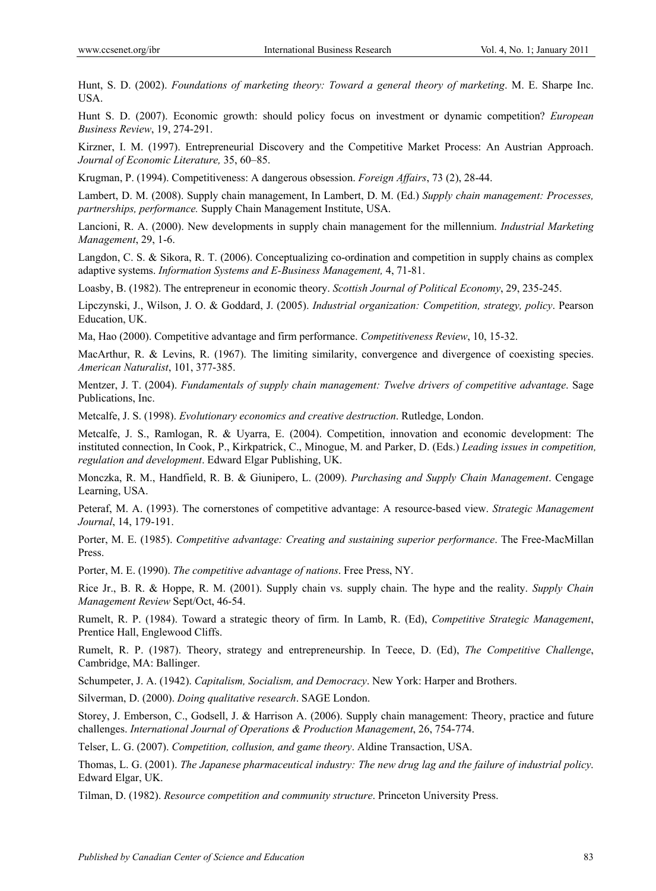Hunt, S. D. (2002). *Foundations of marketing theory: Toward a general theory of marketing*. M. E. Sharpe Inc. USA.

Hunt S. D. (2007). Economic growth: should policy focus on investment or dynamic competition? *European Business Review*, 19, 274-291.

Kirzner, I. M. (1997). Entrepreneurial Discovery and the Competitive Market Process: An Austrian Approach. *Journal of Economic Literature,* 35, 60–85.

Krugman, P. (1994). Competitiveness: A dangerous obsession. *Foreign Affairs*, 73 (2), 28-44.

Lambert, D. M. (2008). Supply chain management, In Lambert, D. M. (Ed.) *Supply chain management: Processes, partnerships, performance.* Supply Chain Management Institute, USA.

Lancioni, R. A. (2000). New developments in supply chain management for the millennium. *Industrial Marketing Management*, 29, 1-6.

Langdon, C. S. & Sikora, R. T. (2006). Conceptualizing co-ordination and competition in supply chains as complex adaptive systems. *Information Systems and E-Business Management,* 4, 71-81.

Loasby, B. (1982). The entrepreneur in economic theory. *Scottish Journal of Political Economy*, 29, 235-245.

Lipczynski, J., Wilson, J. O. & Goddard, J. (2005). *Industrial organization: Competition, strategy, policy*. Pearson Education, UK.

Ma, Hao (2000). Competitive advantage and firm performance. *Competitiveness Review*, 10, 15-32.

MacArthur, R. & Levins, R. (1967). The limiting similarity, convergence and divergence of coexisting species. *American Naturalist*, 101, 377-385.

Mentzer, J. T. (2004). *Fundamentals of supply chain management: Twelve drivers of competitive advantage*. Sage Publications, Inc.

Metcalfe, J. S. (1998). *Evolutionary economics and creative destruction*. Rutledge, London.

Metcalfe, J. S., Ramlogan, R. & Uyarra, E. (2004). Competition, innovation and economic development: The instituted connection, In Cook, P., Kirkpatrick, C., Minogue, M. and Parker, D. (Eds.) *Leading issues in competition, regulation and development*. Edward Elgar Publishing, UK.

Monczka, R. M., Handfield, R. B. & Giunipero, L. (2009). *Purchasing and Supply Chain Management*. Cengage Learning, USA.

Peteraf, M. A. (1993). The cornerstones of competitive advantage: A resource-based view. *Strategic Management Journal*, 14, 179-191.

Porter, M. E. (1985). *Competitive advantage: Creating and sustaining superior performance*. The Free-MacMillan Press.

Porter, M. E. (1990). *The competitive advantage of nations*. Free Press, NY.

Rice Jr., B. R. & Hoppe, R. M. (2001). Supply chain vs. supply chain. The hype and the reality. *Supply Chain Management Review* Sept/Oct, 46-54.

Rumelt, R. P. (1984). Toward a strategic theory of firm. In Lamb, R. (Ed), *Competitive Strategic Management*, Prentice Hall, Englewood Cliffs.

Rumelt, R. P. (1987). Theory, strategy and entrepreneurship. In Teece, D. (Ed), *The Competitive Challenge*, Cambridge, MA: Ballinger.

Schumpeter, J. A. (1942). *Capitalism, Socialism, and Democracy*. New York: Harper and Brothers.

Silverman, D. (2000). *Doing qualitative research*. SAGE London.

Storey, J. Emberson, C., Godsell, J. & Harrison A. (2006). Supply chain management: Theory, practice and future challenges. *International Journal of Operations & Production Management*, 26, 754-774.

Telser, L. G. (2007). *Competition, collusion, and game theory*. Aldine Transaction, USA.

Thomas, L. G. (2001). *The Japanese pharmaceutical industry: The new drug lag and the failure of industrial policy*. Edward Elgar, UK.

Tilman, D. (1982). *Resource competition and community structure*. Princeton University Press.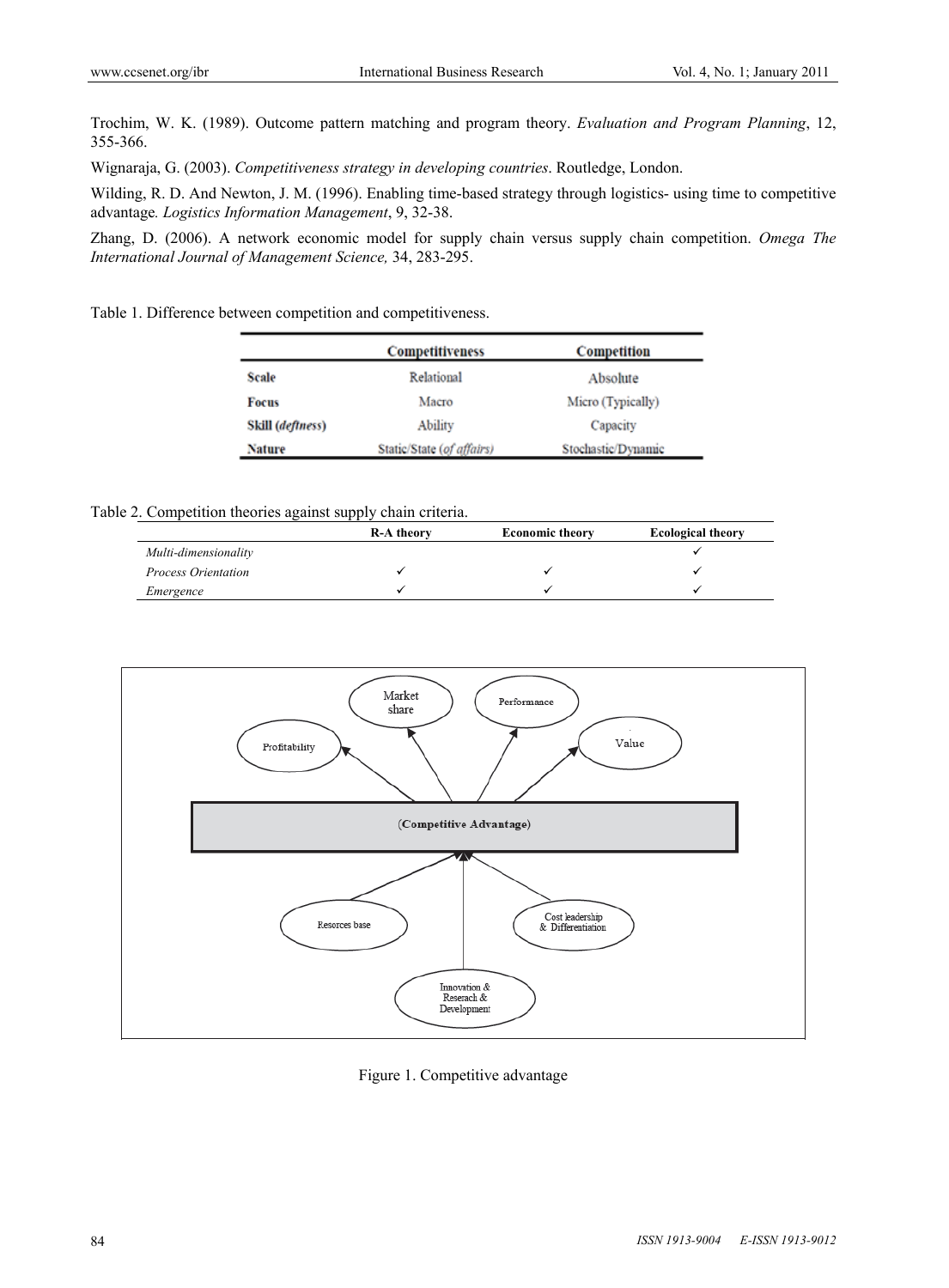Trochim, W. K. (1989). Outcome pattern matching and program theory. *Evaluation and Program Planning*, 12, 355-366.

Wignaraja, G. (2003). *Competitiveness strategy in developing countries*. Routledge, London.

Wilding, R. D. And Newton, J. M. (1996). Enabling time-based strategy through logistics- using time to competitive advantage*. Logistics Information Management*, 9, 32-38.

Zhang, D. (2006). A network economic model for supply chain versus supply chain competition. *Omega The International Journal of Management Science,* 34, 283-295.

Table 1. Difference between competition and competitiveness.

| | Competitiveness | Competition |
|---|---|---|
| **Scale** | Relational | Absolute |
| **Focus** | Macro | Micro (Typically) |
| **Skill (*deftness*)** | Ability | Capacity |
| **Nature** | Static/State (*of affairs*) | Stochastic/Dynamic |

Table 2. Competition theories against supply chain criteria.

| | R-A theory | Economic theory | Ecological theory |
|---|---|---|---|
| *Multi-dimensionality* | | | ✓ |
| *Process Orientation* | ✓ | ✓ | ✓ |
| *Emergence* | ✓ | ✓ | ✓ |

Figure 1. Competitive advantage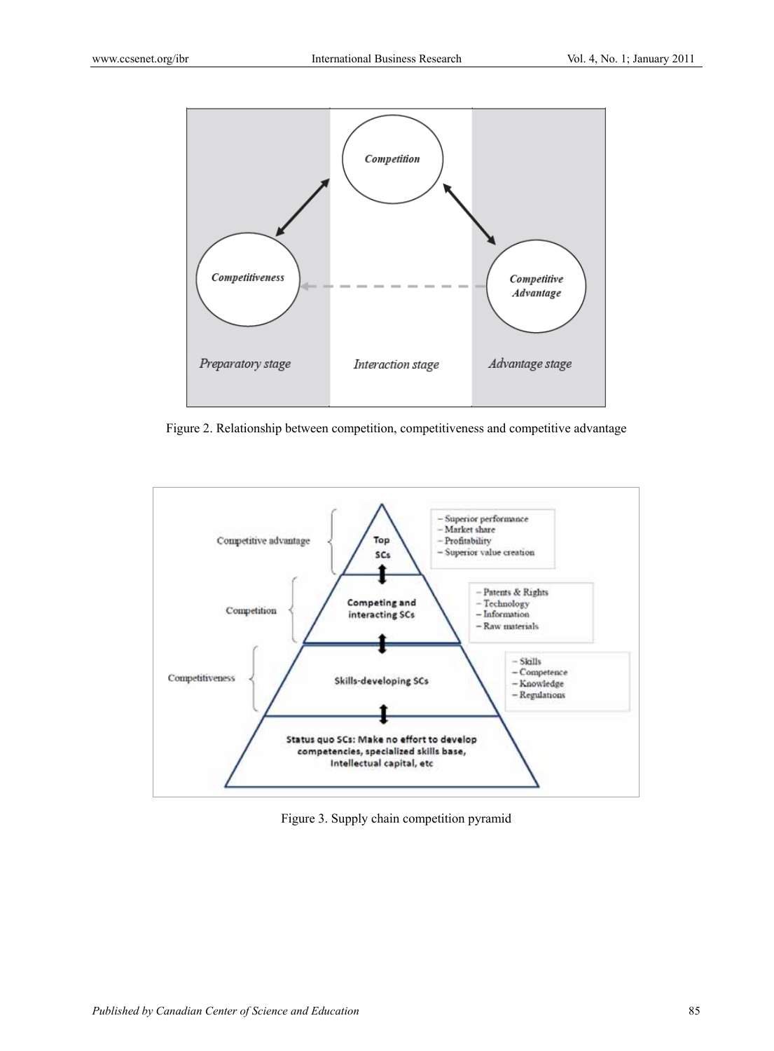Competition

Competitiveness

Competitive Advantage

Preparatory stage

Interaction stage

Advantage stage

Figure 2. Relationship between competition, competitiveness and competitive advantage

Competitive advantage

Top SCs

- Superior performance
- Market share
- Profitability
- Superior value creation

Competition

Competing and interacting SCs

- Patents & Rights
- Technology
- Information
- Raw materials

Competitiveness

Skills-developing SCs

- Skills
- Competence
- Knowledge
- Regulations

Status quo SCs: Make no effort to develop competencies, specialized skills base, Intellectual capital, etc

Figure 3. Supply chain competition pyramid